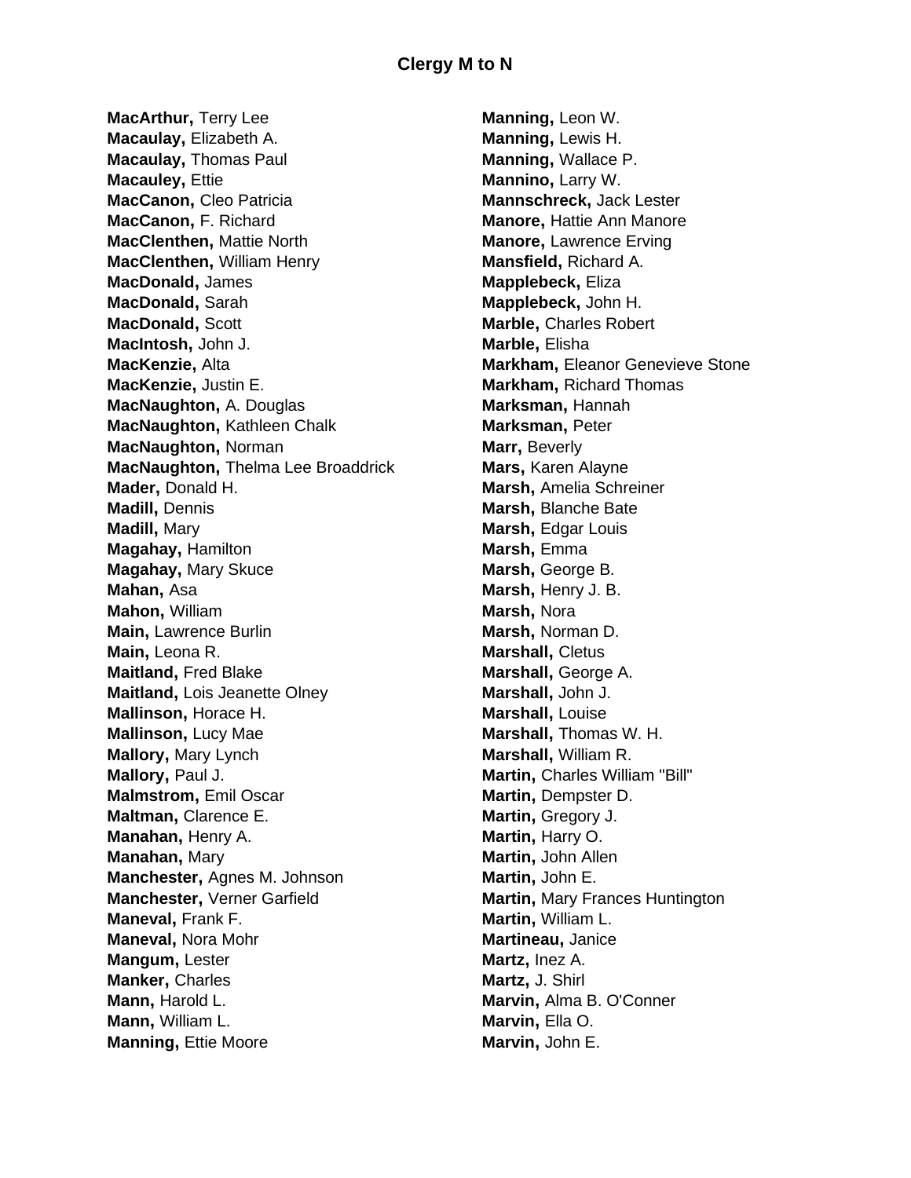# Clergy M to N

**MacArthur,** Terry Lee
**Macaulay,** Elizabeth A.
**Macaulay,** Thomas Paul
**Macauley,** Ettie
**MacCanon,** Cleo Patricia
**MacCanon,** F. Richard
**MacClenthen,** Mattie North
**MacClenthen,** William Henry
**MacDonald,** James
**MacDonald,** Sarah
**MacDonald,** Scott
**MacIntosh,** John J.
**MacKenzie,** Alta
**MacKenzie,** Justin E.
**MacNaughton,** A. Douglas
**MacNaughton,** Kathleen Chalk
**MacNaughton,** Norman
**MacNaughton,** Thelma Lee Broaddrick
**Mader,** Donald H.
**Madill,** Dennis
**Madill,** Mary
**Magahay,** Hamilton
**Magahay,** Mary Skuce
**Mahan,** Asa
**Mahon,** William
**Main,** Lawrence Burlin
**Main,** Leona R.
**Maitland,** Fred Blake
**Maitland,** Lois Jeanette Olney
**Mallinson,** Horace H.
**Mallinson,** Lucy Mae
**Mallory,** Mary Lynch
**Mallory,** Paul J.
**Malmstrom,** Emil Oscar
**Maltman,** Clarence E.
**Manahan,** Henry A.
**Manahan,** Mary
**Manchester,** Agnes M. Johnson
**Manchester,** Verner Garfield
**Maneval,** Frank F.
**Maneval,** Nora Mohr
**Mangum,** Lester
**Manker,** Charles
**Mann,** Harold L.
**Mann,** William L.
**Manning,** Ettie Moore
**Manning,** Leon W.
**Manning,** Lewis H.
**Manning,** Wallace P.
**Mannino,** Larry W.
**Mannschreck,** Jack Lester
**Manore,** Hattie Ann Manore
**Manore,** Lawrence Erving
**Mansfield,** Richard A.
**Mapplebeck,** Eliza
**Mapplebeck,** John H.
**Marble,** Charles Robert
**Marble,** Elisha
**Markham,** Eleanor Genevieve Stone
**Markham,** Richard Thomas
**Marksman,** Hannah
**Marksman,** Peter
**Marr,** Beverly
**Mars,** Karen Alayne
**Marsh,** Amelia Schreiner
**Marsh,** Blanche Bate
**Marsh,** Edgar Louis
**Marsh,** Emma
**Marsh,** George B.
**Marsh,** Henry J. B.
**Marsh,** Nora
**Marsh,** Norman D.
**Marshall,** Cletus
**Marshall,** George A.
**Marshall,** John J.
**Marshall,** Louise
**Marshall,** Thomas W. H.
**Marshall,** William R.
**Martin,** Charles William "Bill"
**Martin,** Dempster D.
**Martin,** Gregory J.
**Martin,** Harry O.
**Martin,** John Allen
**Martin,** John E.
**Martin,** Mary Frances Huntington
**Martin,** William L.
**Martineau,** Janice
**Martz,** Inez A.
**Martz,** J. Shirl
**Marvin,** Alma B. O'Conner
**Marvin,** Ella O.
**Marvin,** John E.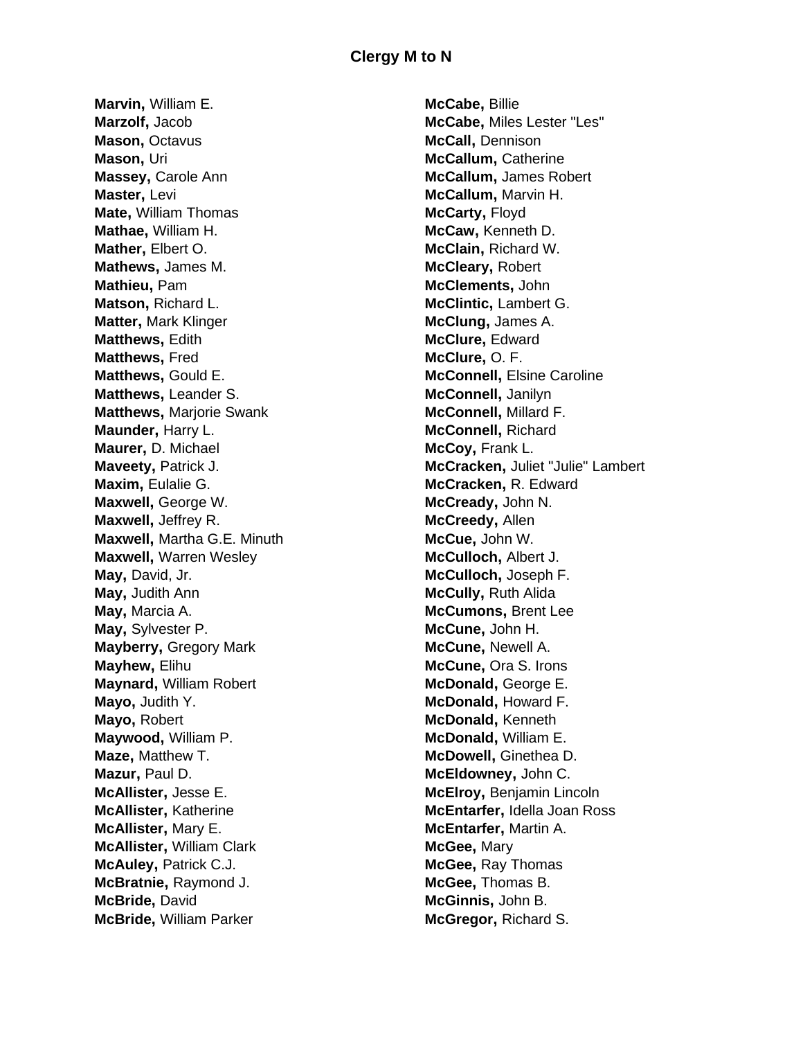# Clergy M to N

**Marvin,** William E.
**Marzolf,** Jacob
**Mason,** Octavus
**Mason,** Uri
**Massey,** Carole Ann
**Master,** Levi
**Mate,** William Thomas
**Mathae,** William H.
**Mather,** Elbert O.
**Mathews,** James M.
**Mathieu,** Pam
**Matson,** Richard L.
**Matter,** Mark Klinger
**Matthews,** Edith
**Matthews,** Fred
**Matthews,** Gould E.
**Matthews,** Leander S.
**Matthews,** Marjorie Swank
**Maunder,** Harry L.
**Maurer,** D. Michael
**Maveety,** Patrick J.
**Maxim,** Eulalie G.
**Maxwell,** George W.
**Maxwell,** Jeffrey R.
**Maxwell,** Martha G.E. Minuth
**Maxwell,** Warren Wesley
**May,** David, Jr.
**May,** Judith Ann
**May,** Marcia A.
**May,** Sylvester P.
**Mayberry,** Gregory Mark
**Mayhew,** Elihu
**Maynard,** William Robert
**Mayo,** Judith Y.
**Mayo,** Robert
**Maywood,** William P.
**Maze,** Matthew T.
**Mazur,** Paul D.
**McAllister,** Jesse E.
**McAllister,** Katherine
**McAllister,** Mary E.
**McAllister,** William Clark
**McAuley,** Patrick C.J.
**McBratnie,** Raymond J.
**McBride,** David
**McBride,** William Parker
**McCabe,** Billie
**McCabe,** Miles Lester "Les"
**McCall,** Dennison
**McCallum,** Catherine
**McCallum,** James Robert
**McCallum,** Marvin H.
**McCarty,** Floyd
**McCaw,** Kenneth D.
**McClain,** Richard W.
**McCleary,** Robert
**McClements,** John
**McClintic,** Lambert G.
**McClung,** James A.
**McClure,** Edward
**McClure,** O. F.
**McConnell,** Elsine Caroline
**McConnell,** Janilyn
**McConnell,** Millard F.
**McConnell,** Richard
**McCoy,** Frank L.
**McCracken,** Juliet "Julie" Lambert
**McCracken,** R. Edward
**McCready,** John N.
**McCreedy,** Allen
**McCue,** John W.
**McCulloch,** Albert J.
**McCulloch,** Joseph F.
**McCully,** Ruth Alida
**McCumons,** Brent Lee
**McCune,** John H.
**McCune,** Newell A.
**McCune,** Ora S. Irons
**McDonald,** George E.
**McDonald,** Howard F.
**McDonald,** Kenneth
**McDonald,** William E.
**McDowell,** Ginethea D.
**McEldowney,** John C.
**McElroy,** Benjamin Lincoln
**McEntarfer,** Idella Joan Ross
**McEntarfer,** Martin A.
**McGee,** Mary
**McGee,** Ray Thomas
**McGee,** Thomas B.
**McGinnis,** John B.
**McGregor,** Richard S.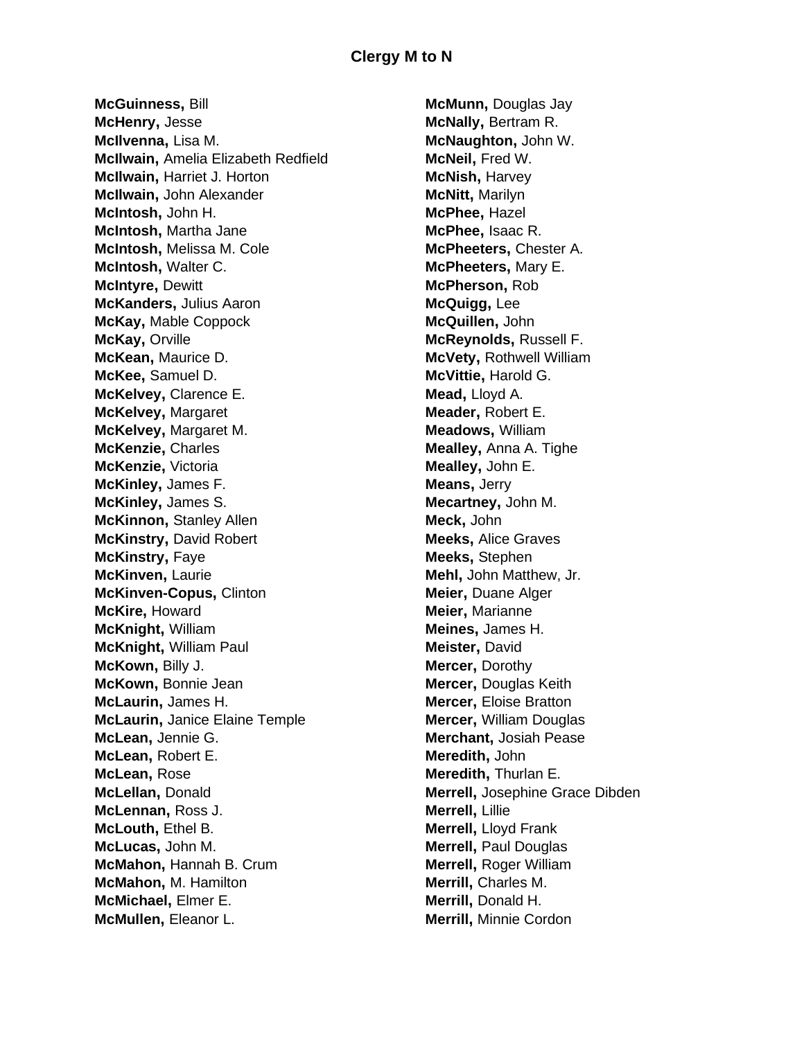## Clergy M to N

**McGuinness,** Bill
**McHenry,** Jesse
**McIlvenna,** Lisa M.
**McIlwain,** Amelia Elizabeth Redfield
**McIlwain,** Harriet J. Horton
**McIlwain,** John Alexander
**McIntosh,** John H.
**McIntosh,** Martha Jane
**McIntosh,** Melissa M. Cole
**McIntosh,** Walter C.
**McIntyre,** Dewitt
**McKanders,** Julius Aaron
**McKay,** Mable Coppock
**McKay,** Orville
**McKean,** Maurice D.
**McKee,** Samuel D.
**McKelvey,** Clarence E.
**McKelvey,** Margaret
**McKelvey,** Margaret M.
**McKenzie,** Charles
**McKenzie,** Victoria
**McKinley,** James F.
**McKinley,** James S.
**McKinnon,** Stanley Allen
**McKinstry,** David Robert
**McKinstry,** Faye
**McKinven,** Laurie
**McKinven-Copus,** Clinton
**McKire,** Howard
**McKnight,** William
**McKnight,** William Paul
**McKown,** Billy J.
**McKown,** Bonnie Jean
**McLaurin,** James H.
**McLaurin,** Janice Elaine Temple
**McLean,** Jennie G.
**McLean,** Robert E.
**McLean,** Rose
**McLellan,** Donald
**McLennan,** Ross J.
**McLouth,** Ethel B.
**McLucas,** John M.
**McMahon,** Hannah B. Crum
**McMahon,** M. Hamilton
**McMichael,** Elmer E.
**McMullen,** Eleanor L.
**McMunn,** Douglas Jay
**McNally,** Bertram R.
**McNaughton,** John W.
**McNeil,** Fred W.
**McNish,** Harvey
**McNitt,** Marilyn
**McPhee,** Hazel
**McPhee,** Isaac R.
**McPheeters,** Chester A.
**McPheeters,** Mary E.
**McPherson,** Rob
**McQuigg,** Lee
**McQuillen,** John
**McReynolds,** Russell F.
**McVety,** Rothwell William
**McVittie,** Harold G.
**Mead,** Lloyd A.
**Meader,** Robert E.
**Meadows,** William
**Mealley,** Anna A. Tighe
**Mealley,** John E.
**Means,** Jerry
**Mecartney,** John M.
**Meck,** John
**Meeks,** Alice Graves
**Meeks,** Stephen
**Mehl,** John Matthew, Jr.
**Meier,** Duane Alger
**Meier,** Marianne
**Meines,** James H.
**Meister,** David
**Mercer,** Dorothy
**Mercer,** Douglas Keith
**Mercer,** Eloise Bratton
**Mercer,** William Douglas
**Merchant,** Josiah Pease
**Meredith,** John
**Meredith,** Thurlan E.
**Merrell,** Josephine Grace Dibden
**Merrell,** Lillie
**Merrell,** Lloyd Frank
**Merrell,** Paul Douglas
**Merrell,** Roger William
**Merrill,** Charles M.
**Merrill,** Donald H.
**Merrill,** Minnie Cordon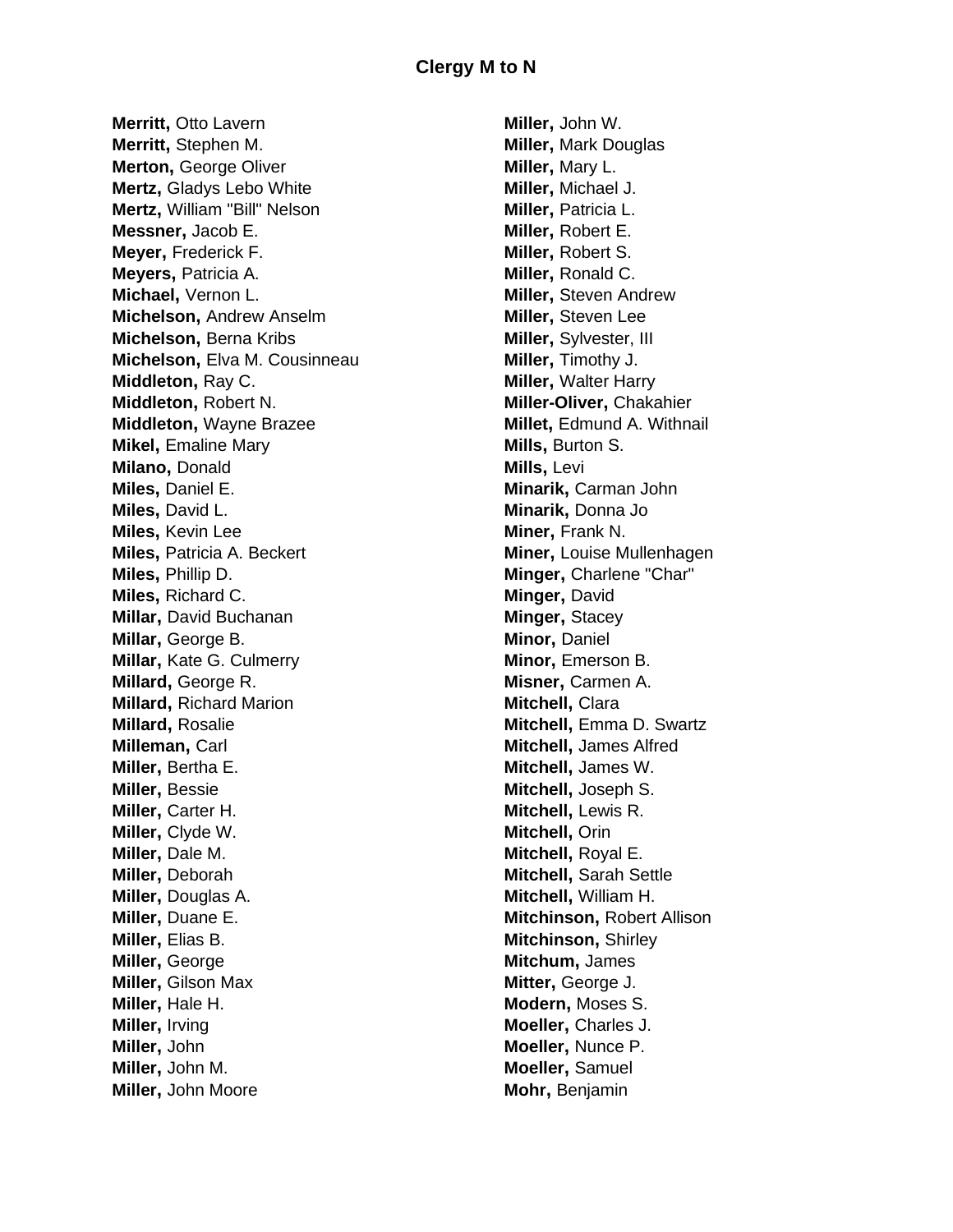## Clergy M to N

**Merritt,** Otto Lavern
**Merritt,** Stephen M.
**Merton,** George Oliver
**Mertz,** Gladys Lebo White
**Mertz,** William "Bill" Nelson
**Messner,** Jacob E.
**Meyer,** Frederick F.
**Meyers,** Patricia A.
**Michael,** Vernon L.
**Michelson,** Andrew Anselm
**Michelson,** Berna Kribs
**Michelson,** Elva M. Cousinneau
**Middleton,** Ray C.
**Middleton,** Robert N.
**Middleton,** Wayne Brazee
**Mikel,** Emaline Mary
**Milano,** Donald
**Miles,** Daniel E.
**Miles,** David L.
**Miles,** Kevin Lee
**Miles,** Patricia A. Beckert
**Miles,** Phillip D.
**Miles,** Richard C.
**Millar,** David Buchanan
**Millar,** George B.
**Millar,** Kate G. Culmerry
**Millard,** George R.
**Millard,** Richard Marion
**Millard,** Rosalie
**Milleman,** Carl
**Miller,** Bertha E.
**Miller,** Bessie
**Miller,** Carter H.
**Miller,** Clyde W.
**Miller,** Dale M.
**Miller,** Deborah
**Miller,** Douglas A.
**Miller,** Duane E.
**Miller,** Elias B.
**Miller,** George
**Miller,** Gilson Max
**Miller,** Hale H.
**Miller,** Irving
**Miller,** John
**Miller,** John M.
**Miller,** John Moore
**Miller,** John W.
**Miller,** Mark Douglas
**Miller,** Mary L.
**Miller,** Michael J.
**Miller,** Patricia L.
**Miller,** Robert E.
**Miller,** Robert S.
**Miller,** Ronald C.
**Miller,** Steven Andrew
**Miller,** Steven Lee
**Miller,** Sylvester, III
**Miller,** Timothy J.
**Miller,** Walter Harry
**Miller-Oliver,** Chakahier
**Millet,** Edmund A. Withnail
**Mills,** Burton S.
**Mills,** Levi
**Minarik,** Carman John
**Minarik,** Donna Jo
**Miner,** Frank N.
**Miner,** Louise Mullenhagen
**Minger,** Charlene "Char"
**Minger,** David
**Minger,** Stacey
**Minor,** Daniel
**Minor,** Emerson B.
**Misner,** Carmen A.
**Mitchell,** Clara
**Mitchell,** Emma D. Swartz
**Mitchell,** James Alfred
**Mitchell,** James W.
**Mitchell,** Joseph S.
**Mitchell,** Lewis R.
**Mitchell,** Orin
**Mitchell,** Royal E.
**Mitchell,** Sarah Settle
**Mitchell,** William H.
**Mitchinson,** Robert Allison
**Mitchinson,** Shirley
**Mitchum,** James
**Mitter,** George J.
**Modern,** Moses S.
**Moeller,** Charles J.
**Moeller,** Nunce P.
**Moeller,** Samuel
**Mohr,** Benjamin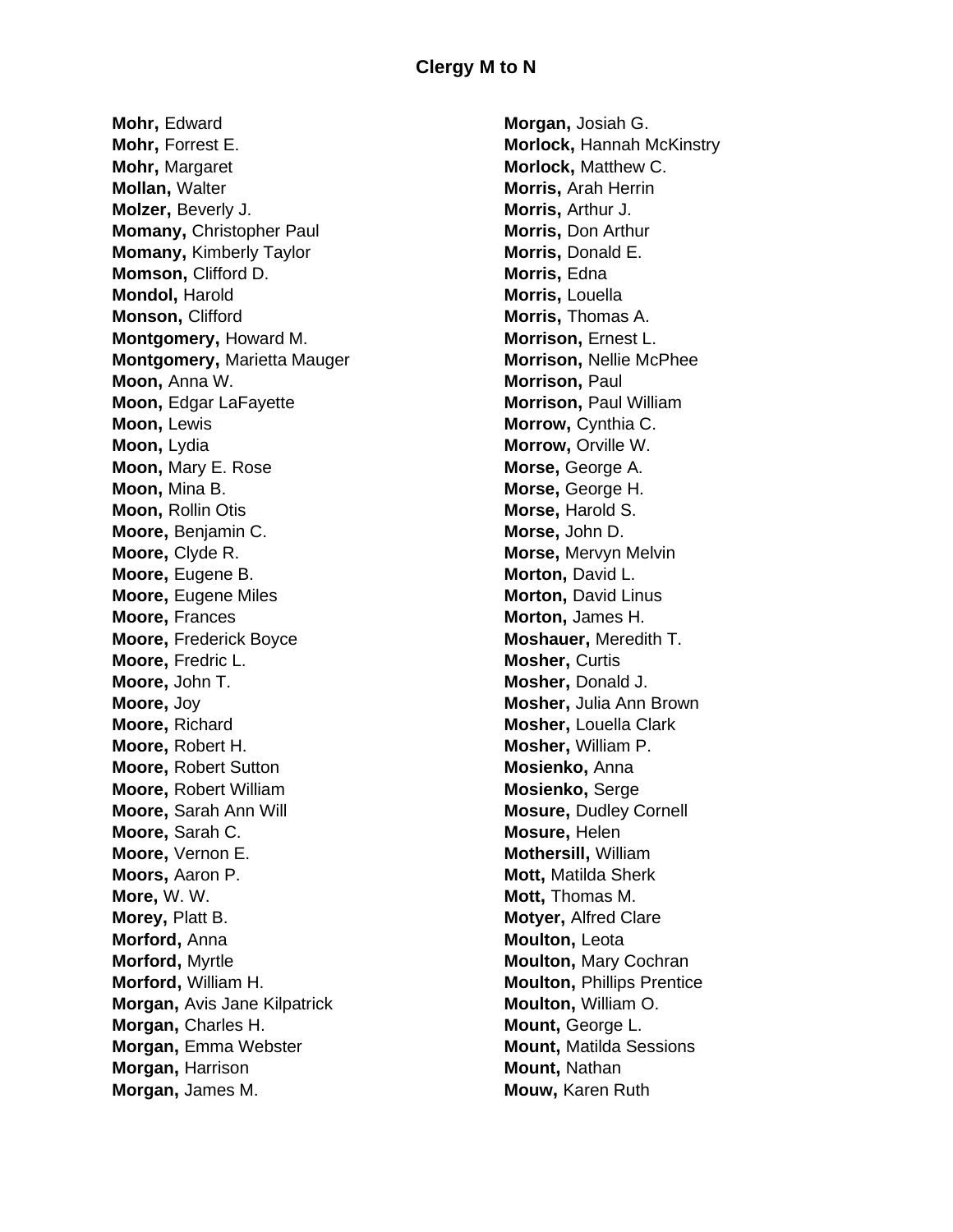## Clergy M to N

**Mohr,** Edward
**Mohr,** Forrest E.
**Mohr,** Margaret
**Mollan,** Walter
**Molzer,** Beverly J.
**Momany,** Christopher Paul
**Momany,** Kimberly Taylor
**Momson,** Clifford D.
**Mondol,** Harold
**Monson,** Clifford
**Montgomery,** Howard M.
**Montgomery,** Marietta Mauger
**Moon,** Anna W.
**Moon,** Edgar LaFayette
**Moon,** Lewis
**Moon,** Lydia
**Moon,** Mary E. Rose
**Moon,** Mina B.
**Moon,** Rollin Otis
**Moore,** Benjamin C.
**Moore,** Clyde R.
**Moore,** Eugene B.
**Moore,** Eugene Miles
**Moore,** Frances
**Moore,** Frederick Boyce
**Moore,** Fredric L.
**Moore,** John T.
**Moore,** Joy
**Moore,** Richard
**Moore,** Robert H.
**Moore,** Robert Sutton
**Moore,** Robert William
**Moore,** Sarah Ann Will
**Moore,** Sarah C.
**Moore,** Vernon E.
**Moors,** Aaron P.
**More,** W. W.
**Morey,** Platt B.
**Morford,** Anna
**Morford,** Myrtle
**Morford,** William H.
**Morgan,** Avis Jane Kilpatrick
**Morgan,** Charles H.
**Morgan,** Emma Webster
**Morgan,** Harrison
**Morgan,** James M.
**Morgan,** Josiah G.
**Morlock,** Hannah McKinstry
**Morlock,** Matthew C.
**Morris,** Arah Herrin
**Morris,** Arthur J.
**Morris,** Don Arthur
**Morris,** Donald E.
**Morris,** Edna
**Morris,** Louella
**Morris,** Thomas A.
**Morrison,** Ernest L.
**Morrison,** Nellie McPhee
**Morrison,** Paul
**Morrison,** Paul William
**Morrow,** Cynthia C.
**Morrow,** Orville W.
**Morse,** George A.
**Morse,** George H.
**Morse,** Harold S.
**Morse,** John D.
**Morse,** Mervyn Melvin
**Morton,** David L.
**Morton,** David Linus
**Morton,** James H.
**Moshauer,** Meredith T.
**Mosher,** Curtis
**Mosher,** Donald J.
**Mosher,** Julia Ann Brown
**Mosher,** Louella Clark
**Mosher,** William P.
**Mosienko,** Anna
**Mosienko,** Serge
**Mosure,** Dudley Cornell
**Mosure,** Helen
**Mothersill,** William
**Mott,** Matilda Sherk
**Mott,** Thomas M.
**Motyer,** Alfred Clare
**Moulton,** Leota
**Moulton,** Mary Cochran
**Moulton,** Phillips Prentice
**Moulton,** William O.
**Mount,** George L.
**Mount,** Matilda Sessions
**Mount,** Nathan
**Mouw,** Karen Ruth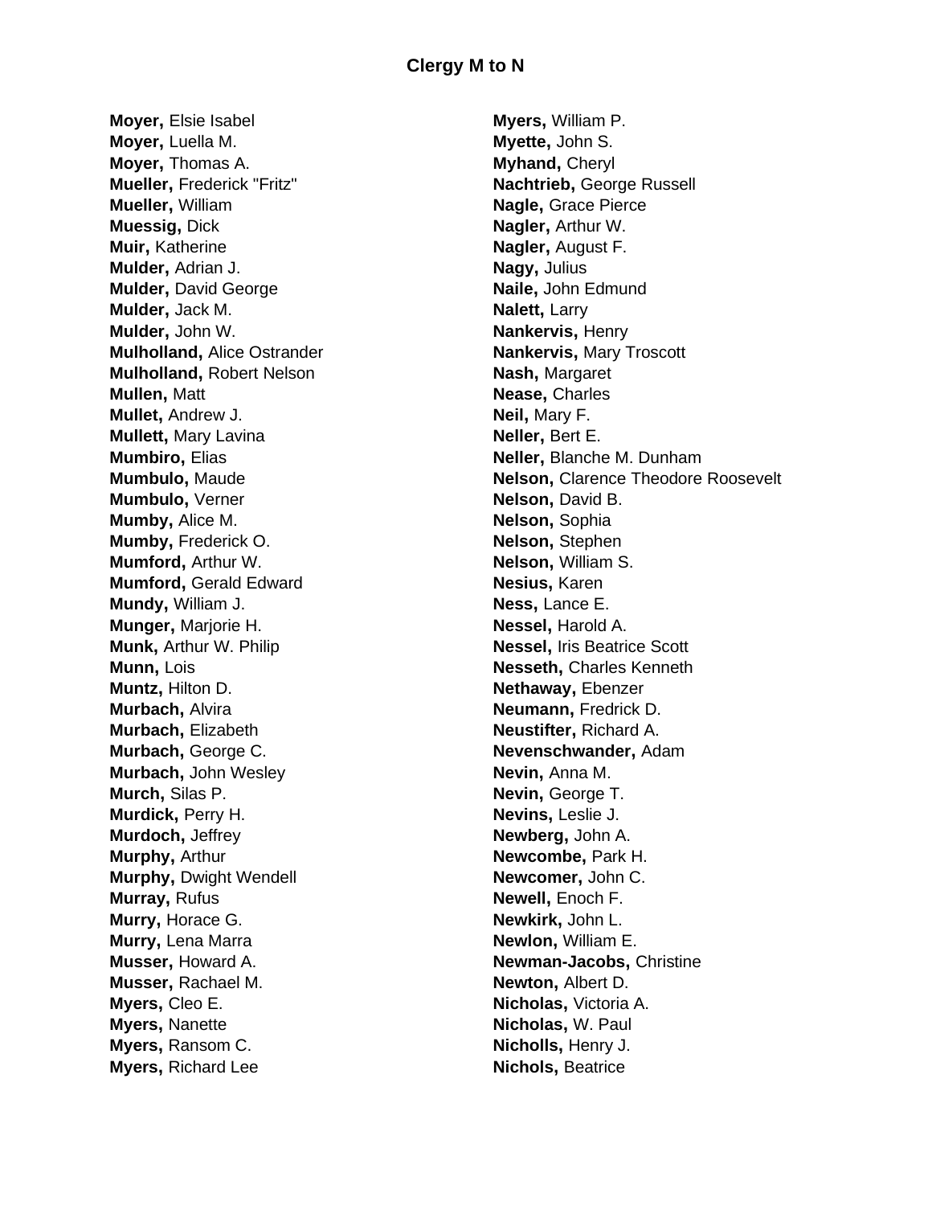# Clergy M to N

**Moyer,** Elsie Isabel
**Moyer,** Luella M.
**Moyer,** Thomas A.
**Mueller,** Frederick "Fritz"
**Mueller,** William
**Muessig,** Dick
**Muir,** Katherine
**Mulder,** Adrian J.
**Mulder,** David George
**Mulder,** Jack M.
**Mulder,** John W.
**Mulholland,** Alice Ostrander
**Mulholland,** Robert Nelson
**Mullen,** Matt
**Mullet,** Andrew J.
**Mullett,** Mary Lavina
**Mumbiro,** Elias
**Mumbulo,** Maude
**Mumbulo,** Verner
**Mumby,** Alice M.
**Mumby,** Frederick O.
**Mumford,** Arthur W.
**Mumford,** Gerald Edward
**Mundy,** William J.
**Munger,** Marjorie H.
**Munk,** Arthur W. Philip
**Munn,** Lois
**Muntz,** Hilton D.
**Murbach,** Alvira
**Murbach,** Elizabeth
**Murbach,** George C.
**Murbach,** John Wesley
**Murch,** Silas P.
**Murdick,** Perry H.
**Murdoch,** Jeffrey
**Murphy,** Arthur
**Murphy,** Dwight Wendell
**Murray,** Rufus
**Murry,** Horace G.
**Murry,** Lena Marra
**Musser,** Howard A.
**Musser,** Rachael M.
**Myers,** Cleo E.
**Myers,** Nanette
**Myers,** Ransom C.
**Myers,** Richard Lee
**Myers,** William P.
**Myette,** John S.
**Myhand,** Cheryl
**Nachtrieb,** George Russell
**Nagle,** Grace Pierce
**Nagler,** Arthur W.
**Nagler,** August F.
**Nagy,** Julius
**Naile,** John Edmund
**Nalett,** Larry
**Nankervis,** Henry
**Nankervis,** Mary Troscott
**Nash,** Margaret
**Nease,** Charles
**Neil,** Mary F.
**Neller,** Bert E.
**Neller,** Blanche M. Dunham
**Nelson,** Clarence Theodore Roosevelt
**Nelson,** David B.
**Nelson,** Sophia
**Nelson,** Stephen
**Nelson,** William S.
**Nesius,** Karen
**Ness,** Lance E.
**Nessel,** Harold A.
**Nessel,** Iris Beatrice Scott
**Nesseth,** Charles Kenneth
**Nethaway,** Ebenzer
**Neumann,** Fredrick D.
**Neustifter,** Richard A.
**Nevenschwander,** Adam
**Nevin,** Anna M.
**Nevin,** George T.
**Nevins,** Leslie J.
**Newberg,** John A.
**Newcombe,** Park H.
**Newcomer,** John C.
**Newell,** Enoch F.
**Newkirk,** John L.
**Newlon,** William E.
**Newman-Jacobs,** Christine
**Newton,** Albert D.
**Nicholas,** Victoria A.
**Nicholas,** W. Paul
**Nicholls,** Henry J.
**Nichols,** Beatrice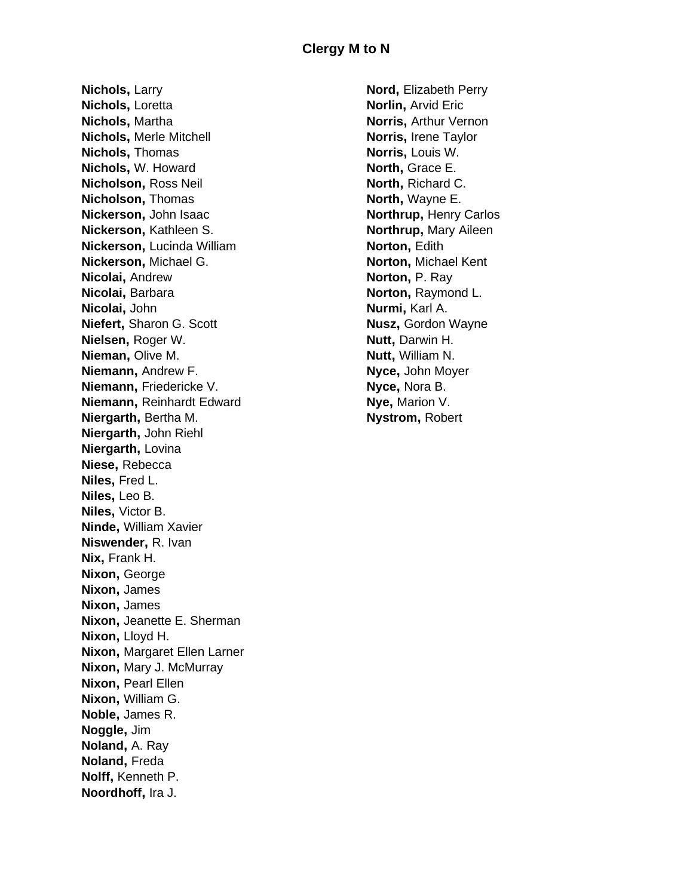## Clergy M to N

**Nichols,** Larry
**Nichols,** Loretta
**Nichols,** Martha
**Nichols,** Merle Mitchell
**Nichols,** Thomas
**Nichols,** W. Howard
**Nicholson,** Ross Neil
**Nicholson,** Thomas
**Nickerson,** John Isaac
**Nickerson,** Kathleen S.
**Nickerson,** Lucinda William
**Nickerson,** Michael G.
**Nicolai,** Andrew
**Nicolai,** Barbara
**Nicolai,** John
**Niefert,** Sharon G. Scott
**Nielsen,** Roger W.
**Nieman,** Olive M.
**Niemann,** Andrew F.
**Niemann,** Friedericke V.
**Niemann,** Reinhardt Edward
**Niergarth,** Bertha M.
**Niergarth,** John Riehl
**Niergarth,** Lovina
**Niese,** Rebecca
**Niles,** Fred L.
**Niles,** Leo B.
**Niles,** Victor B.
**Ninde,** William Xavier
**Niswender,** R. Ivan
**Nix,** Frank H.
**Nixon,** George
**Nixon,** James
**Nixon,** James
**Nixon,** Jeanette E. Sherman
**Nixon,** Lloyd H.
**Nixon,** Margaret Ellen Larner
**Nixon,** Mary J. McMurray
**Nixon,** Pearl Ellen
**Nixon,** William G.
**Noble,** James R.
**Noggle,** Jim
**Noland,** A. Ray
**Noland,** Freda
**Nolff,** Kenneth P.
**Noordhoff,** Ira J.
**Nord,** Elizabeth Perry
**Norlin,** Arvid Eric
**Norris,** Arthur Vernon
**Norris,** Irene Taylor
**Norris,** Louis W.
**North,** Grace E.
**North,** Richard C.
**North,** Wayne E.
**Northrup,** Henry Carlos
**Northrup,** Mary Aileen
**Norton,** Edith
**Norton,** Michael Kent
**Norton,** P. Ray
**Norton,** Raymond L.
**Nurmi,** Karl A.
**Nusz,** Gordon Wayne
**Nutt,** Darwin H.
**Nutt,** William N.
**Nyce,** John Moyer
**Nyce,** Nora B.
**Nye,** Marion V.
**Nystrom,** Robert